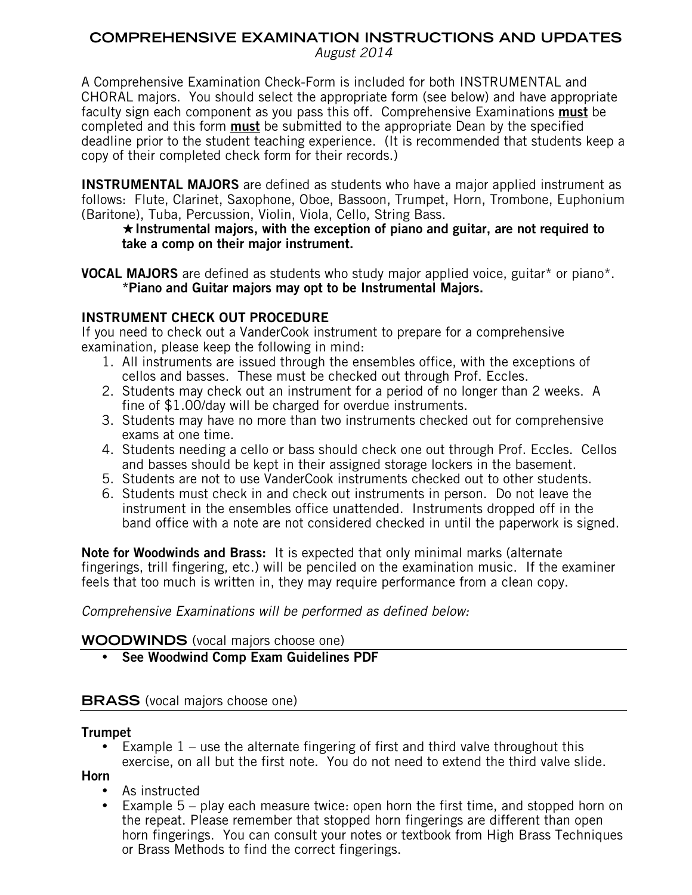# COMPREHENSIVE EXAMINATION INSTRUCTIONS AND UPDATES

*August 2014*

A Comprehensive Examination Check-Form is included for both INSTRUMENTAL and CHORAL majors. You should select the appropriate form (see below) and have appropriate faculty sign each component as you pass this off. Comprehensive Examinations **must** be completed and this form **must** be submitted to the appropriate Dean by the specified deadline prior to the student teaching experience. (It is recommended that students keep a copy of their completed check form for their records.)

**INSTRUMENTAL MAJORS** are defined as students who have a major applied instrument as follows: Flute, Clarinet, Saxophone, Oboe, Bassoon, Trumpet, Horn, Trombone, Euphonium (Baritone), Tuba, Percussion, Violin, Viola, Cello, String Bass.

> ★ **Instrumental majors, with the exception of piano and guitar, are not required to take a comp on their major instrument.**

**VOCAL MAJORS** are defined as students who study major applied voice, guitar* or piano*.

> ***Piano and Guitar majors may opt to be Instrumental Majors.**

## INSTRUMENT CHECK OUT PROCEDURE

If you need to check out a VanderCook instrument to prepare for a comprehensive examination, please keep the following in mind:

1. All instruments are issued through the ensembles office, with the exceptions of cellos and basses. These must be checked out through Prof. Eccles.
2. Students may check out an instrument for a period of no longer than 2 weeks. A fine of $1.00/day will be charged for overdue instruments.
3. Students may have no more than two instruments checked out for comprehensive exams at one time.
4. Students needing a cello or bass should check one out through Prof. Eccles. Cellos and basses should be kept in their assigned storage lockers in the basement.
5. Students are not to use VanderCook instruments checked out to other students.
6. Students must check in and check out instruments in person. Do not leave the instrument in the ensembles office unattended. Instruments dropped off in the band office with a note are not considered checked in until the paperwork is signed.

**Note for Woodwinds and Brass:** It is expected that only minimal marks (alternate fingerings, trill fingering, etc.) will be penciled on the examination music. If the examiner feels that too much is written in, they may require performance from a clean copy.

*Comprehensive Examinations will be performed as defined below:*

## WOODWINDS (vocal majors choose one)

- **See Woodwind Comp Exam Guidelines PDF**

## BRASS (vocal majors choose one)

### Trumpet

- Example 1 – use the alternate fingering of first and third valve throughout this exercise, on all but the first note. You do not need to extend the third valve slide.

### Horn

- As instructed
- Example 5 – play each measure twice: open horn the first time, and stopped horn on the repeat. Please remember that stopped horn fingerings are different than open horn fingerings. You can consult your notes or textbook from High Brass Techniques or Brass Methods to find the correct fingerings.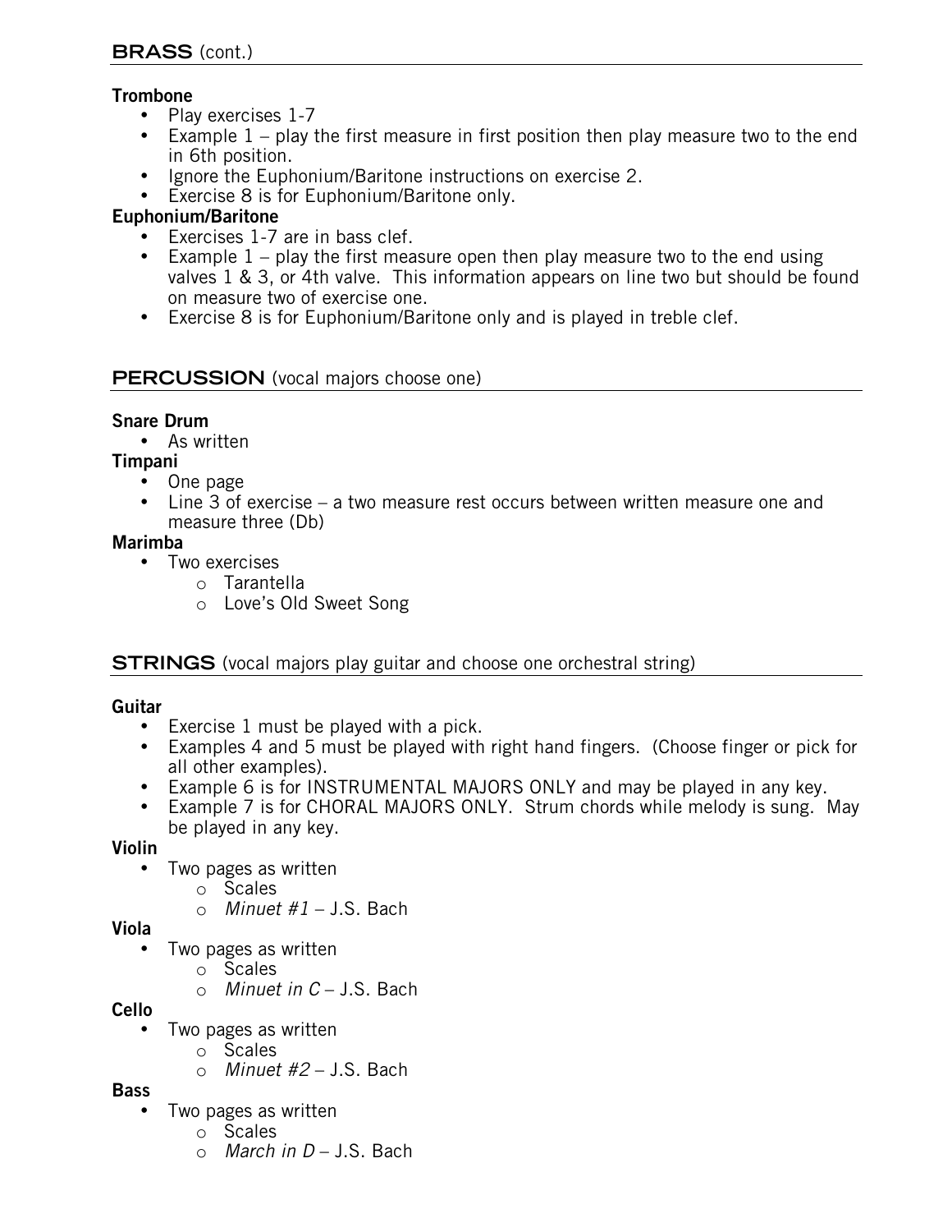## BRASS (cont.)

**Trombone**

- Play exercises 1-7
- Example 1 – play the first measure in first position then play measure two to the end in 6th position.
- Ignore the Euphonium/Baritone instructions on exercise 2.
- Exercise 8 is for Euphonium/Baritone only.

**Euphonium/Baritone**

- Exercises 1-7 are in bass clef.
- Example 1 – play the first measure open then play measure two to the end using valves 1 & 3, or 4th valve. This information appears on line two but should be found on measure two of exercise one.
- Exercise 8 is for Euphonium/Baritone only and is played in treble clef.

## PERCUSSION (vocal majors choose one)

**Snare Drum**

- As written

**Timpani**

- One page
- Line 3 of exercise – a two measure rest occurs between written measure one and measure three (Db)

**Marimba**

- Two exercises
  - Tarantella
  - Love's Old Sweet Song

## STRINGS (vocal majors play guitar and choose one orchestral string)

**Guitar**

- Exercise 1 must be played with a pick.
- Examples 4 and 5 must be played with right hand fingers. (Choose finger or pick for all other examples).
- Example 6 is for INSTRUMENTAL MAJORS ONLY and may be played in any key.
- Example 7 is for CHORAL MAJORS ONLY. Strum chords while melody is sung. May be played in any key.

**Violin**

- Two pages as written
  - Scales
  - *Minuet #1* – J.S. Bach

**Viola**

- Two pages as written
  - Scales
  - *Minuet in C* – J.S. Bach

**Cello**

- Two pages as written
  - Scales
  - *Minuet #2* – J.S. Bach

**Bass**

- Two pages as written
  - Scales
  - *March in D* – J.S. Bach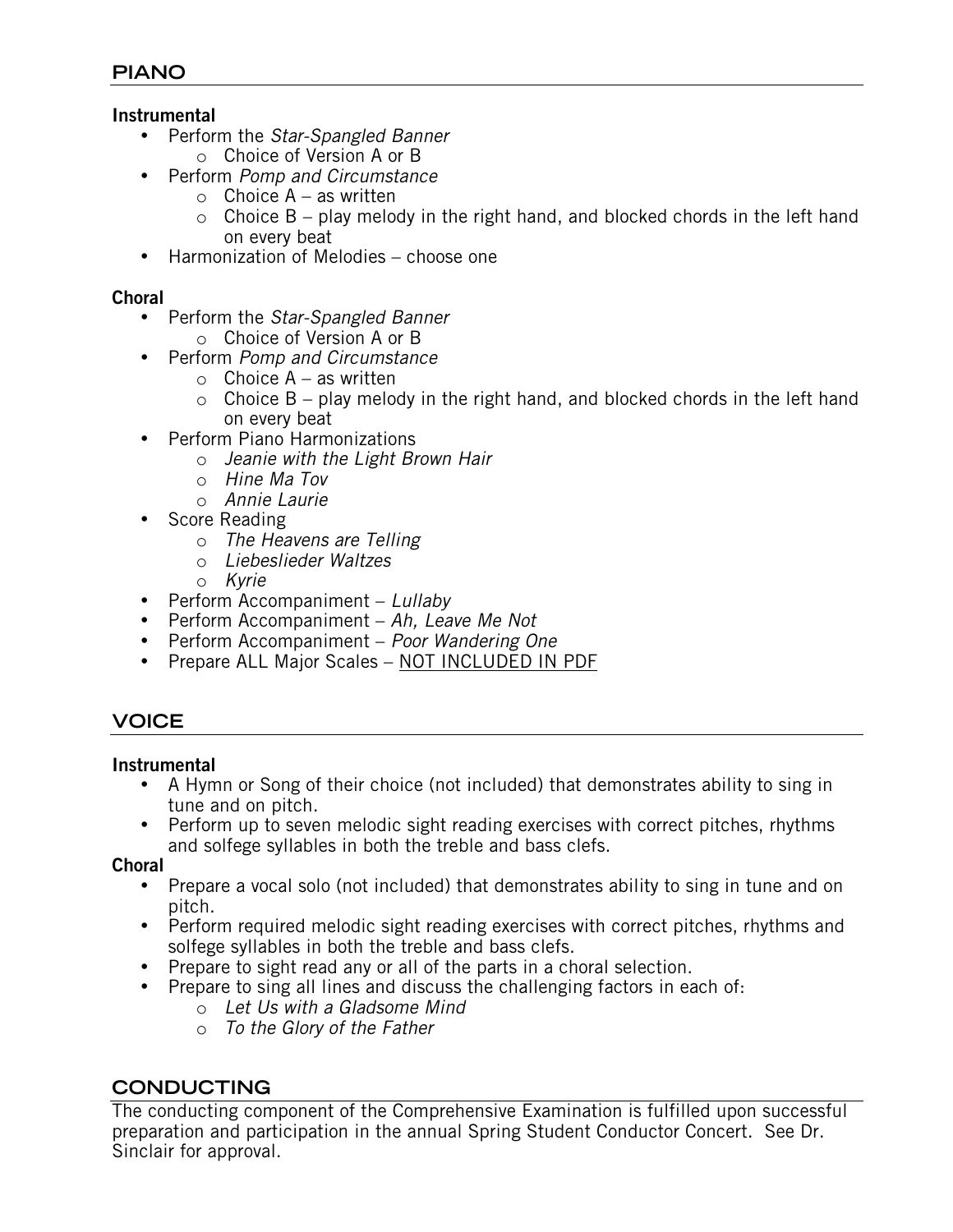## PIANO

**Instrumental**

- Perform the *Star-Spangled Banner*
  - Choice of Version A or B
- Perform *Pomp and Circumstance*
  - Choice A – as written
  - Choice B – play melody in the right hand, and blocked chords in the left hand on every beat
- Harmonization of Melodies – choose one

**Choral**

- Perform the *Star-Spangled Banner*
  - Choice of Version A or B
- Perform *Pomp and Circumstance*
  - Choice A – as written
  - Choice B – play melody in the right hand, and blocked chords in the left hand on every beat
- Perform Piano Harmonizations
  - *Jeanie with the Light Brown Hair*
  - *Hine Ma Tov*
  - *Annie Laurie*
- Score Reading
  - *The Heavens are Telling*
  - *Liebeslieder Waltzes*
  - *Kyrie*
- Perform Accompaniment – *Lullaby*
- Perform Accompaniment – *Ah, Leave Me Not*
- Perform Accompaniment – *Poor Wandering One*
- Prepare ALL Major Scales – <u>NOT INCLUDED IN PDF</u>

## VOICE

**Instrumental**

- A Hymn or Song of their choice (not included) that demonstrates ability to sing in tune and on pitch.
- Perform up to seven melodic sight reading exercises with correct pitches, rhythms and solfege syllables in both the treble and bass clefs.

**Choral**

- Prepare a vocal solo (not included) that demonstrates ability to sing in tune and on pitch.
- Perform required melodic sight reading exercises with correct pitches, rhythms and solfege syllables in both the treble and bass clefs.
- Prepare to sight read any or all of the parts in a choral selection.
- Prepare to sing all lines and discuss the challenging factors in each of:
  - *Let Us with a Gladsome Mind*
  - *To the Glory of the Father*

## CONDUCTING

The conducting component of the Comprehensive Examination is fulfilled upon successful preparation and participation in the annual Spring Student Conductor Concert. See Dr. Sinclair for approval.